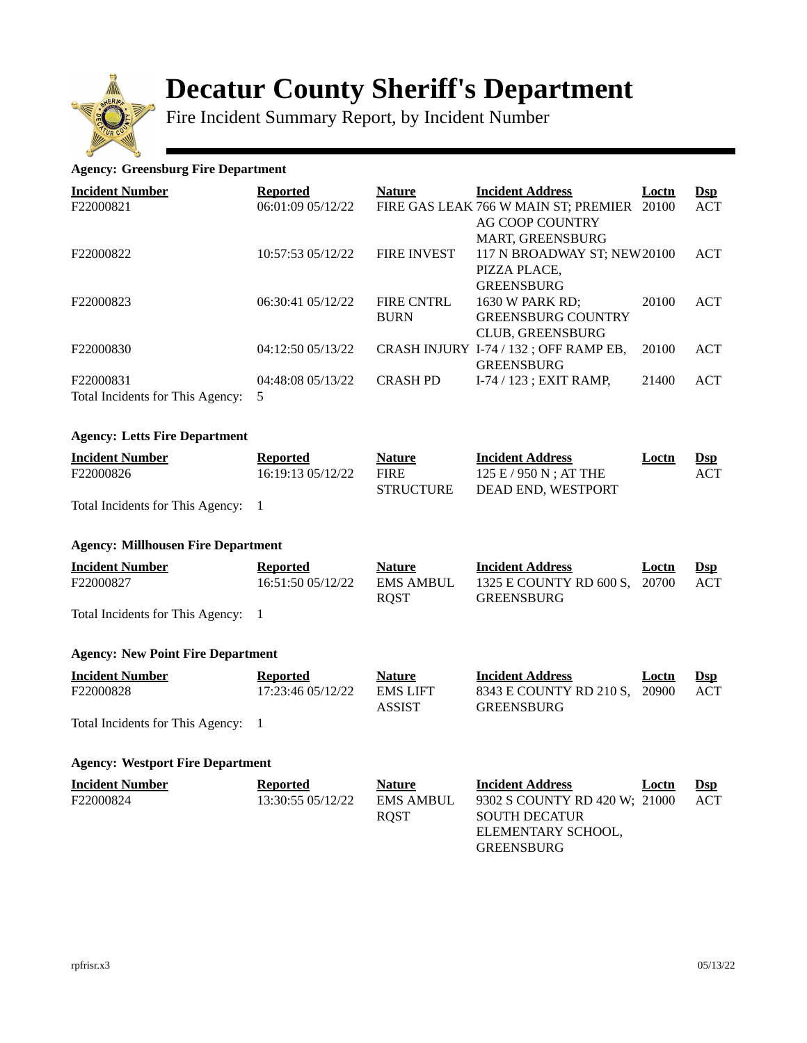# Decatur County Sheriff's Department

Fire Incident Summary Report, by Incident Number

**Agency: Greensburg Fire Department**

| Incident Number | Reported | Nature | Incident Address | Loctn | Dsp |
|---|---|---|---|---|---|
| F22000821 | 06:01:09 05/12/22 | FIRE GAS LEAK | 766 W MAIN ST; PREMIER AG COOP COUNTRY MART, GREENSBURG | 20100 | ACT |
| F22000822 | 10:57:53 05/12/22 | FIRE INVEST | 117 N BROADWAY ST; NEW PIZZA PLACE, GREENSBURG | 20100 | ACT |
| F22000823 | 06:30:41 05/12/22 | FIRE CNTRL BURN | 1630 W PARK RD; GREENSBURG COUNTRY CLUB, GREENSBURG | 20100 | ACT |
| F22000830 | 04:12:50 05/13/22 | CRASH INJURY | I-74 / 132 ; OFF RAMP EB, GREENSBURG | 20100 | ACT |
| F22000831 | 04:48:08 05/13/22 | CRASH PD | I-74 / 123 ; EXIT RAMP, | 21400 | ACT |

Total Incidents for This Agency: 5

**Agency: Letts Fire Department**

| Incident Number | Reported | Nature | Incident Address | Loctn | Dsp |
|---|---|---|---|---|---|
| F22000826 | 16:19:13 05/12/22 | FIRE STRUCTURE | 125 E / 950 N ; AT THE DEAD END, WESTPORT | | ACT |

Total Incidents for This Agency: 1

**Agency: Millhousen Fire Department**

| Incident Number | Reported | Nature | Incident Address | Loctn | Dsp |
|---|---|---|---|---|---|
| F22000827 | 16:51:50 05/12/22 | EMS AMBUL RQST | 1325 E COUNTY RD 600 S, GREENSBURG | 20700 | ACT |

Total Incidents for This Agency: 1

**Agency: New Point Fire Department**

| Incident Number | Reported | Nature | Incident Address | Loctn | Dsp |
|---|---|---|---|---|---|
| F22000828 | 17:23:46 05/12/22 | EMS LIFT ASSIST | 8343 E COUNTY RD 210 S, GREENSBURG | 20900 | ACT |

Total Incidents for This Agency: 1

**Agency: Westport Fire Department**

| Incident Number | Reported | Nature | Incident Address | Loctn | Dsp |
|---|---|---|---|---|---|
| F22000824 | 13:30:55 05/12/22 | EMS AMBUL RQST | 9302 S COUNTY RD 420 W; SOUTH DECATUR ELEMENTARY SCHOOL, GREENSBURG | 21000 | ACT |

rpfrisr.x3 05/13/22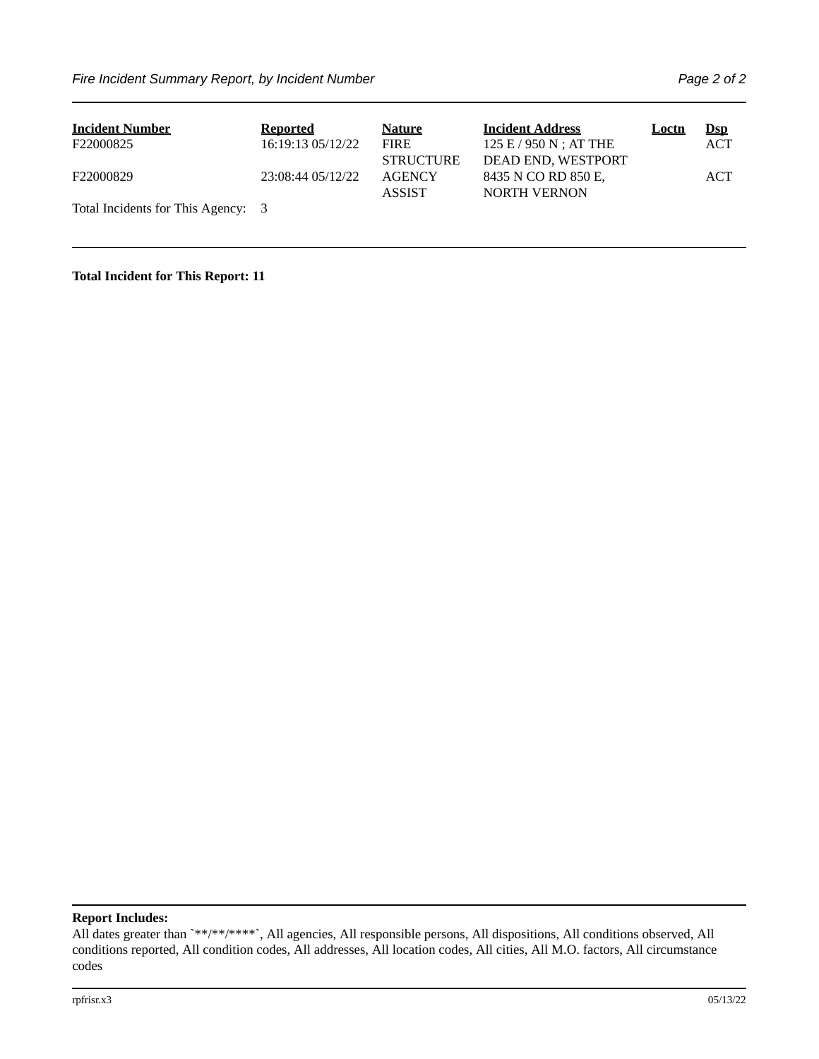| Incident Number | Reported | Nature | Incident Address | Loctn | Dsp |
| --- | --- | --- | --- | --- | --- |
| F22000825 | 16:19:13 05/12/22 | FIRE STRUCTURE | 125 E / 950 N ; AT THE DEAD END, WESTPORT | | ACT |
| F22000829 | 23:08:44 05/12/22 | AGENCY ASSIST | 8435 N CO RD 850 E, NORTH VERNON | | ACT |

Total Incidents for This Agency: 3

**Total Incident for This Report: 11**

**Report Includes:**

All dates greater than `**/**/****`, All agencies, All responsible persons, All dispositions, All conditions observed, All conditions reported, All condition codes, All addresses, All location codes, All cities, All M.O. factors, All circumstance codes

rpfrisr.x3 05/13/22